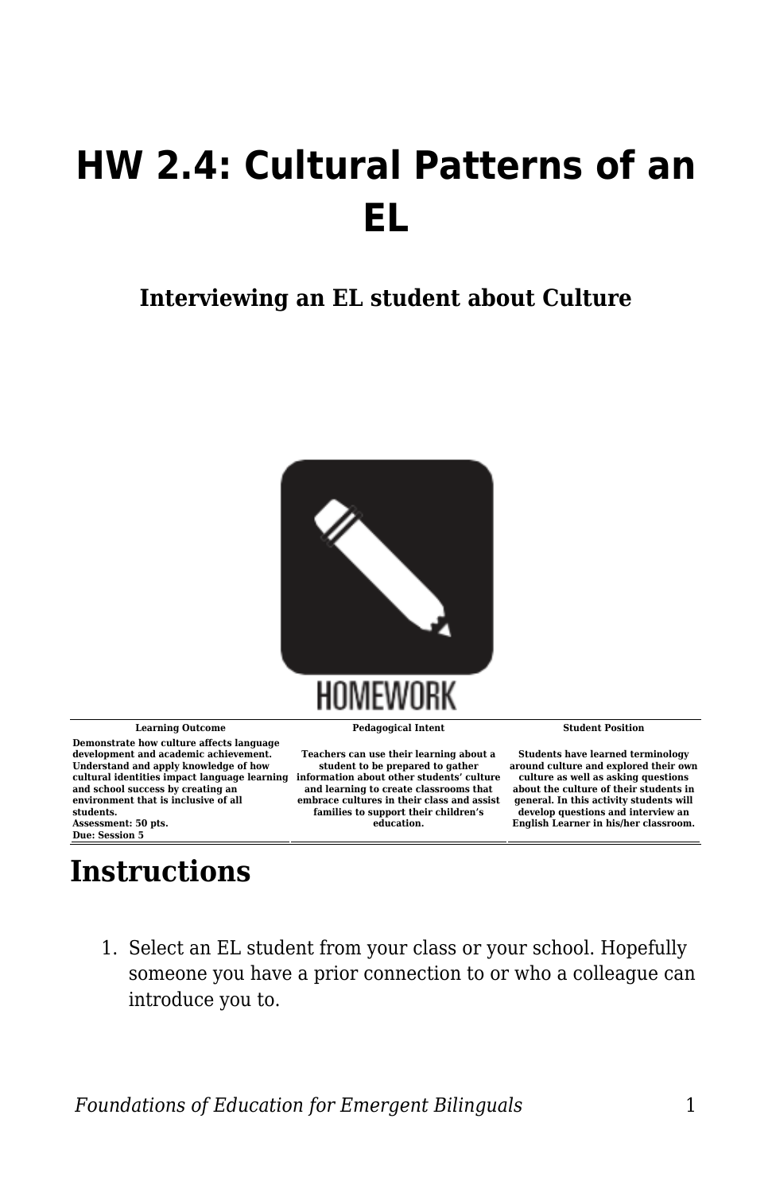# HW 2.4: Cultural Patterns of an EL

**Interviewing an EL student about Culture**

| Learning Outcome | Pedagogical Intent | Student Position |
| --- | --- | --- |
| Demonstrate how culture affects language development and academic achievement. Understand and apply knowledge of how cultural identities impact language learning and school success by creating an environment that is inclusive of all students.<br>Assessment: 50 pts.<br>Due: Session 5 | Teachers can use their learning about a student to be prepared to gather information about other students' culture and learning to create classrooms that embrace cultures in their class and assist families to support their children's education. | Students have learned terminology around culture and explored their own culture as well as asking questions about the culture of their students in general. In this activity students will develop questions and interview an English Learner in his/her classroom. |

## Instructions

1. Select an EL student from your class or your school. Hopefully someone you have a prior connection to or who a colleague can introduce you to.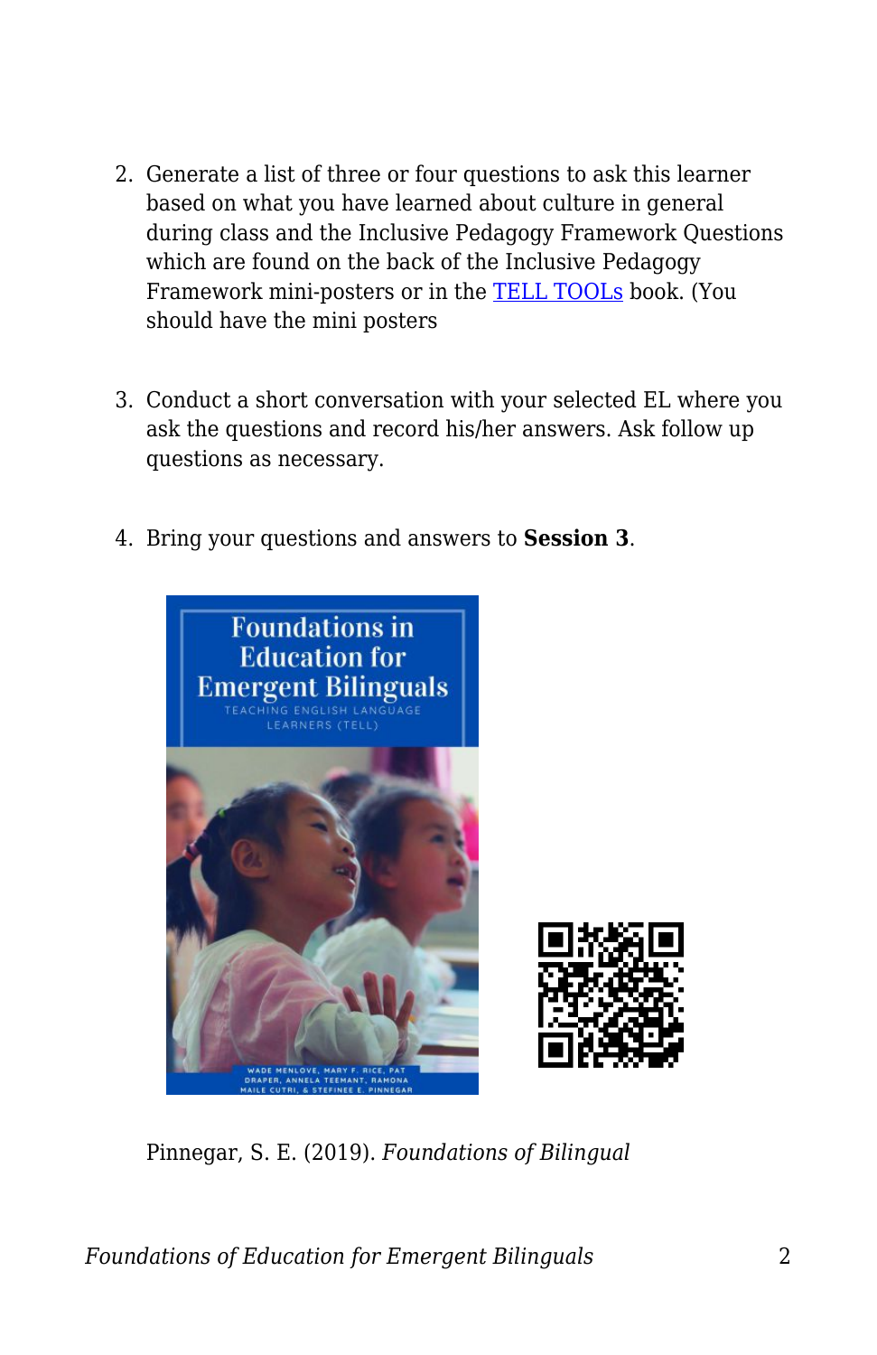2. Generate a list of three or four questions to ask this learner based on what you have learned about culture in general during class and the Inclusive Pedagogy Framework Questions which are found on the back of the Inclusive Pedagogy Framework mini-posters or in the TELL TOOLs book. (You should have the mini posters

3. Conduct a short conversation with your selected EL where you ask the questions and record his/her answers. Ask follow up questions as necessary.

4. Bring your questions and answers to **Session 3**.

Pinnegar, S. E. (2019). *Foundations of Bilingual*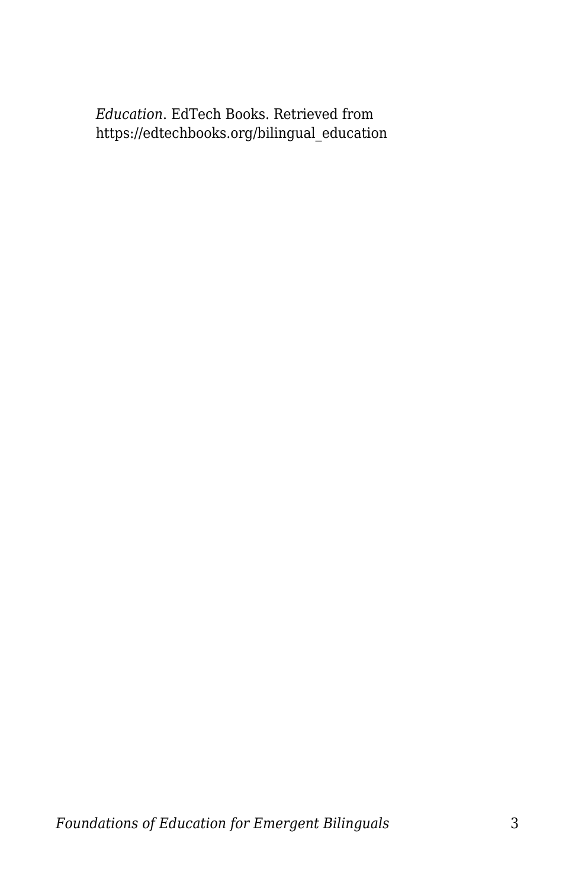*Education*. EdTech Books. Retrieved from https://edtechbooks.org/bilingual_education